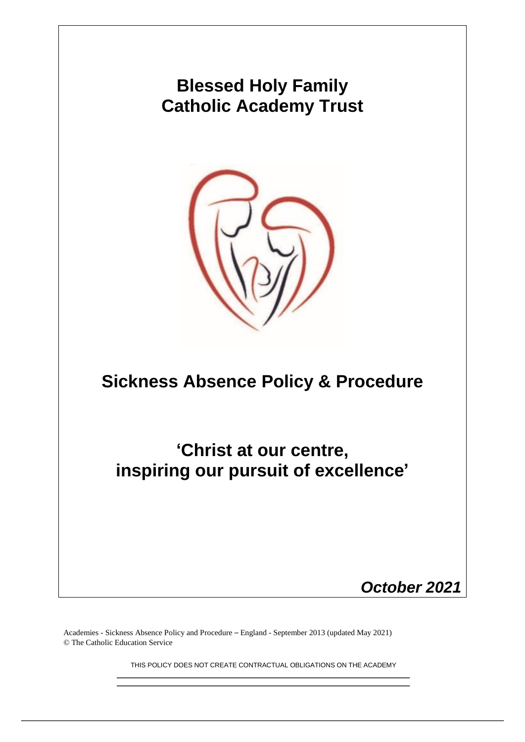# Blessed Holy Family Catholic Academy Trust

# Sickness Absence Policy & Procedure

## 'Christ at our centre, inspiring our pursuit of excellence'

***October 2021***

Academies - Sickness Absence Policy and Procedure – England - September 2013 (updated May 2021)
© The Catholic Education Service

THIS POLICY DOES NOT CREATE CONTRACTUAL OBLIGATIONS ON THE ACADEMY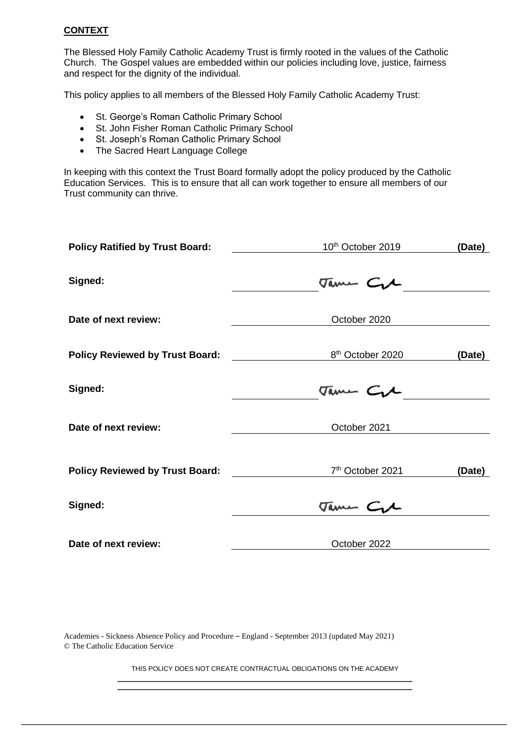**CONTEXT**

The Blessed Holy Family Catholic Academy Trust is firmly rooted in the values of the Catholic Church. The Gospel values are embedded within our policies including love, justice, fairness and respect for the dignity of the individual.

This policy applies to all members of the Blessed Holy Family Catholic Academy Trust:

- St. George's Roman Catholic Primary School
- St. John Fisher Roman Catholic Primary School
- St. Joseph's Roman Catholic Primary School
- The Sacred Heart Language College

In keeping with this context the Trust Board formally adopt the policy produced by the Catholic Education Services. This is to ensure that all can work together to ensure all members of our Trust community can thrive.

| | | |
|---|---|---|
| **Policy Ratified by Trust Board:** | 10th October 2019 | **(Date)** |
| **Signed:** | Jame Gl | |
| **Date of next review:** | October 2020 | |
| **Policy Reviewed by Trust Board:** | 8th October 2020 | **(Date)** |
| **Signed:** | Jame Gl | |
| **Date of next review:** | October 2021 | |
| **Policy Reviewed by Trust Board:** | 7th October 2021 | **(Date)** |
| **Signed:** | Jame Gl | |
| **Date of next review:** | October 2022 | |

Academies - Sickness Absence Policy and Procedure – England - September 2013 (updated May 2021)
© The Catholic Education Service

THIS POLICY DOES NOT CREATE CONTRACTUAL OBLIGATIONS ON THE ACADEMY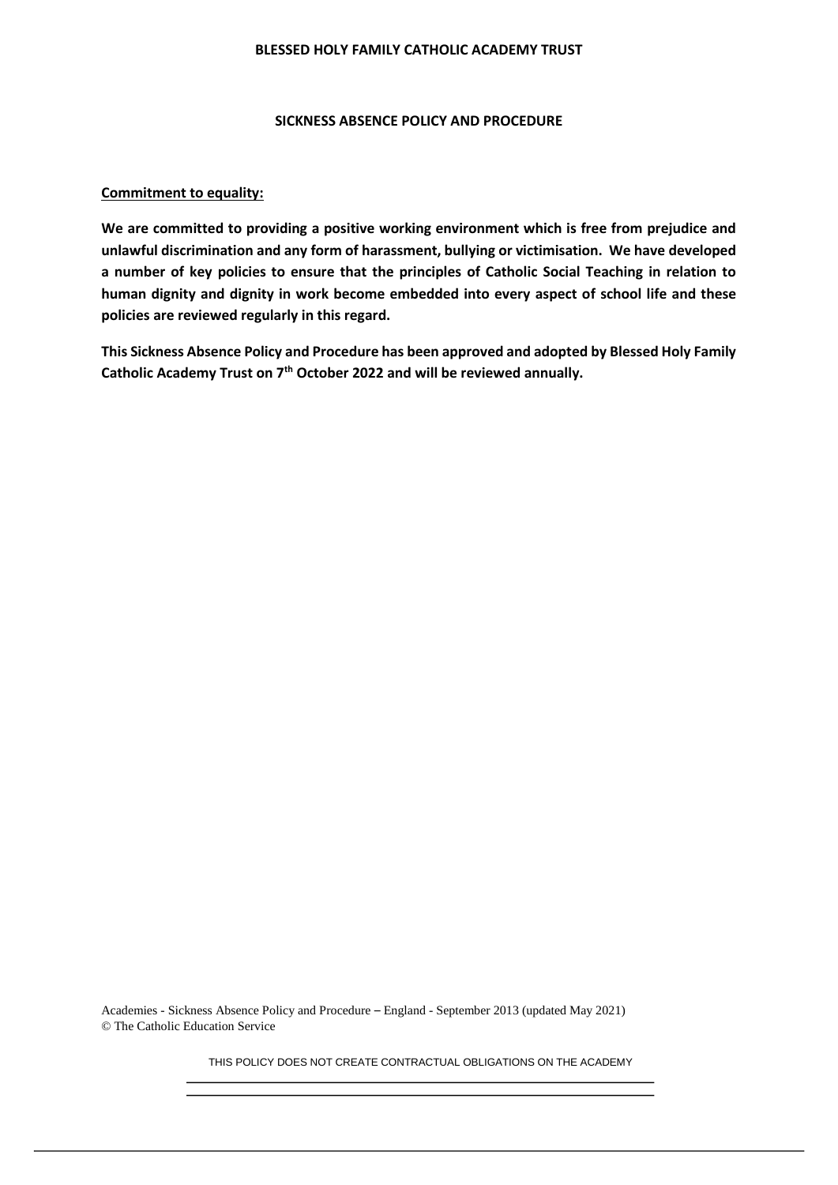**BLESSED HOLY FAMILY CATHOLIC ACADEMY TRUST**

**SICKNESS ABSENCE POLICY AND PROCEDURE**

**Commitment to equality:**

**We are committed to providing a positive working environment which is free from prejudice and unlawful discrimination and any form of harassment, bullying or victimisation. We have developed a number of key policies to ensure that the principles of Catholic Social Teaching in relation to human dignity and dignity in work become embedded into every aspect of school life and these policies are reviewed regularly in this regard.**

**This Sickness Absence Policy and Procedure has been approved and adopted by Blessed Holy Family Catholic Academy Trust on 7th October 2022 and will be reviewed annually.**

Academies - Sickness Absence Policy and Procedure – England - September 2013 (updated May 2021)
© The Catholic Education Service

THIS POLICY DOES NOT CREATE CONTRACTUAL OBLIGATIONS ON THE ACADEMY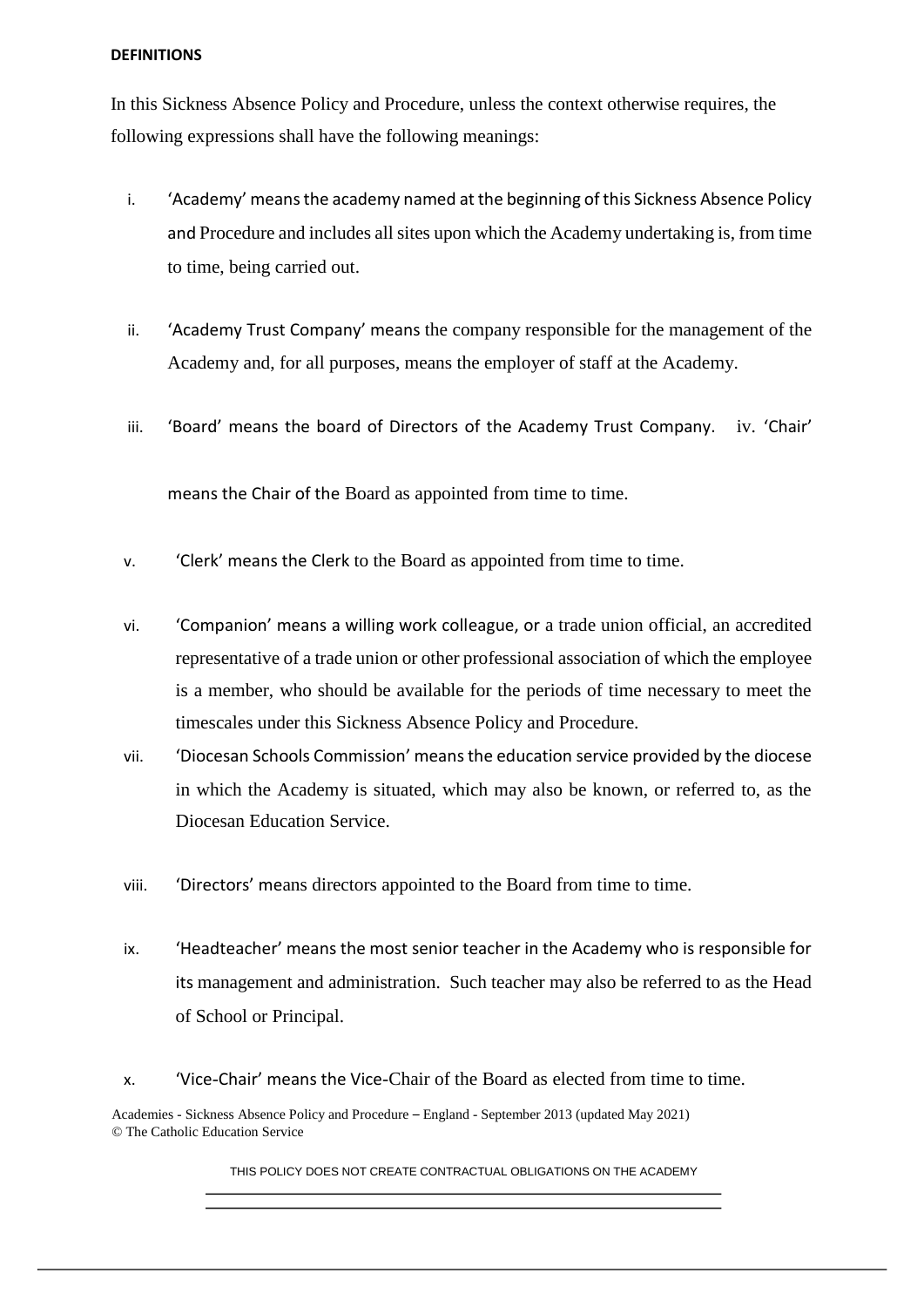**DEFINITIONS**

In this Sickness Absence Policy and Procedure, unless the context otherwise requires, the following expressions shall have the following meanings:

i. 'Academy' means the academy named at the beginning of this Sickness Absence Policy and Procedure and includes all sites upon which the Academy undertaking is, from time to time, being carried out.

ii. 'Academy Trust Company' means the company responsible for the management of the Academy and, for all purposes, means the employer of staff at the Academy.

iii. 'Board' means the board of Directors of the Academy Trust Company.

iv. 'Chair' means the Chair of the Board as appointed from time to time.

v. 'Clerk' means the Clerk to the Board as appointed from time to time.

vi. 'Companion' means a willing work colleague, or a trade union official, an accredited representative of a trade union or other professional association of which the employee is a member, who should be available for the periods of time necessary to meet the timescales under this Sickness Absence Policy and Procedure.

vii. 'Diocesan Schools Commission' means the education service provided by the diocese in which the Academy is situated, which may also be known, or referred to, as the Diocesan Education Service.

viii. 'Directors' means directors appointed to the Board from time to time.

ix. 'Headteacher' means the most senior teacher in the Academy who is responsible for its management and administration. Such teacher may also be referred to as the Head of School or Principal.

x. 'Vice-Chair' means the Vice-Chair of the Board as elected from time to time.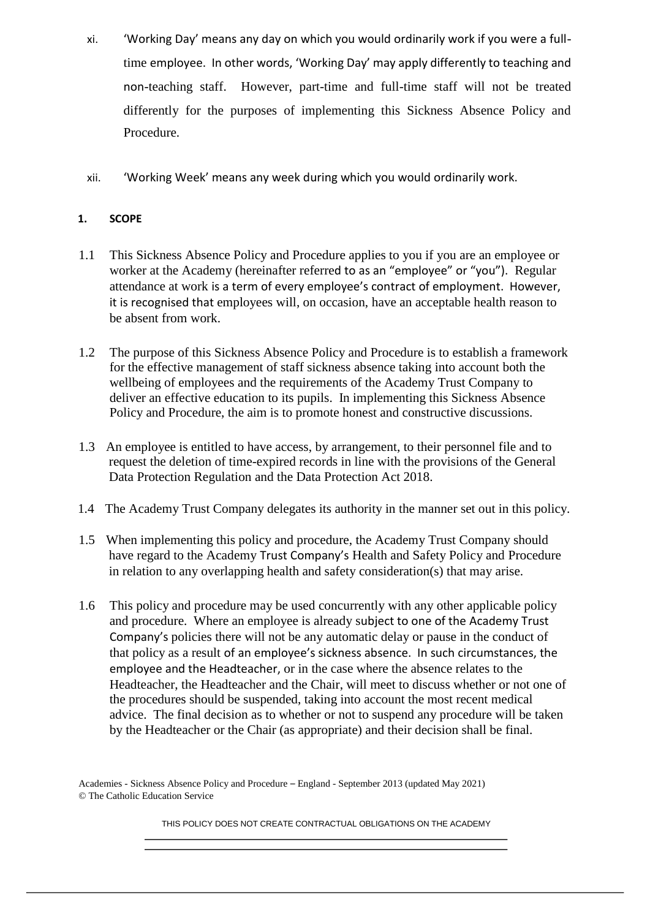xi. 'Working Day' means any day on which you would ordinarily work if you were a full-time employee. In other words, 'Working Day' may apply differently to teaching and non-teaching staff. However, part-time and full-time staff will not be treated differently for the purposes of implementing this Sickness Absence Policy and Procedure.

xii. 'Working Week' means any week during which you would ordinarily work.

## 1. SCOPE

1.1 This Sickness Absence Policy and Procedure applies to you if you are an employee or worker at the Academy (hereinafter referred to as an "employee" or "you"). Regular attendance at work is a term of every employee's contract of employment. However, it is recognised that employees will, on occasion, have an acceptable health reason to be absent from work.

1.2 The purpose of this Sickness Absence Policy and Procedure is to establish a framework for the effective management of staff sickness absence taking into account both the wellbeing of employees and the requirements of the Academy Trust Company to deliver an effective education to its pupils. In implementing this Sickness Absence Policy and Procedure, the aim is to promote honest and constructive discussions.

1.3 An employee is entitled to have access, by arrangement, to their personnel file and to request the deletion of time-expired records in line with the provisions of the General Data Protection Regulation and the Data Protection Act 2018.

1.4 The Academy Trust Company delegates its authority in the manner set out in this policy.

1.5 When implementing this policy and procedure, the Academy Trust Company should have regard to the Academy Trust Company's Health and Safety Policy and Procedure in relation to any overlapping health and safety consideration(s) that may arise.

1.6 This policy and procedure may be used concurrently with any other applicable policy and procedure. Where an employee is already subject to one of the Academy Trust Company's policies there will not be any automatic delay or pause in the conduct of that policy as a result of an employee's sickness absence. In such circumstances, the employee and the Headteacher, or in the case where the absence relates to the Headteacher, the Headteacher and the Chair, will meet to discuss whether or not one of the procedures should be suspended, taking into account the most recent medical advice. The final decision as to whether or not to suspend any procedure will be taken by the Headteacher or the Chair (as appropriate) and their decision shall be final.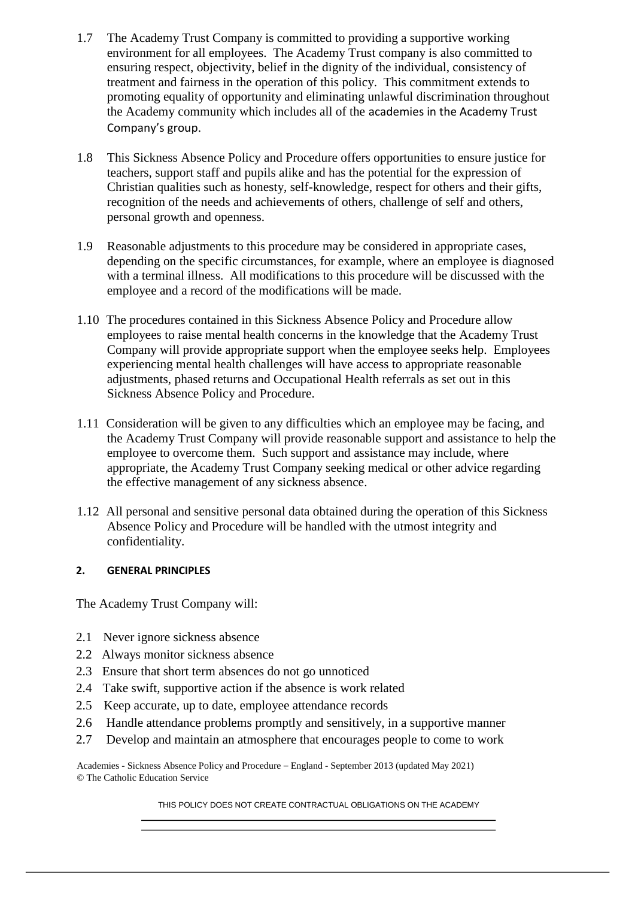1.7 The Academy Trust Company is committed to providing a supportive working environment for all employees. The Academy Trust company is also committed to ensuring respect, objectivity, belief in the dignity of the individual, consistency of treatment and fairness in the operation of this policy. This commitment extends to promoting equality of opportunity and eliminating unlawful discrimination throughout the Academy community which includes all of the academies in the Academy Trust Company's group.

1.8 This Sickness Absence Policy and Procedure offers opportunities to ensure justice for teachers, support staff and pupils alike and has the potential for the expression of Christian qualities such as honesty, self-knowledge, respect for others and their gifts, recognition of the needs and achievements of others, challenge of self and others, personal growth and openness.

1.9 Reasonable adjustments to this procedure may be considered in appropriate cases, depending on the specific circumstances, for example, where an employee is diagnosed with a terminal illness. All modifications to this procedure will be discussed with the employee and a record of the modifications will be made.

1.10 The procedures contained in this Sickness Absence Policy and Procedure allow employees to raise mental health concerns in the knowledge that the Academy Trust Company will provide appropriate support when the employee seeks help. Employees experiencing mental health challenges will have access to appropriate reasonable adjustments, phased returns and Occupational Health referrals as set out in this Sickness Absence Policy and Procedure.

1.11 Consideration will be given to any difficulties which an employee may be facing, and the Academy Trust Company will provide reasonable support and assistance to help the employee to overcome them. Such support and assistance may include, where appropriate, the Academy Trust Company seeking medical or other advice regarding the effective management of any sickness absence.

1.12 All personal and sensitive personal data obtained during the operation of this Sickness Absence Policy and Procedure will be handled with the utmost integrity and confidentiality.

## 2. GENERAL PRINCIPLES

The Academy Trust Company will:

2.1 Never ignore sickness absence
2.2 Always monitor sickness absence
2.3 Ensure that short term absences do not go unnoticed
2.4 Take swift, supportive action if the absence is work related
2.5 Keep accurate, up to date, employee attendance records
2.6 Handle attendance problems promptly and sensitively, in a supportive manner
2.7 Develop and maintain an atmosphere that encourages people to come to work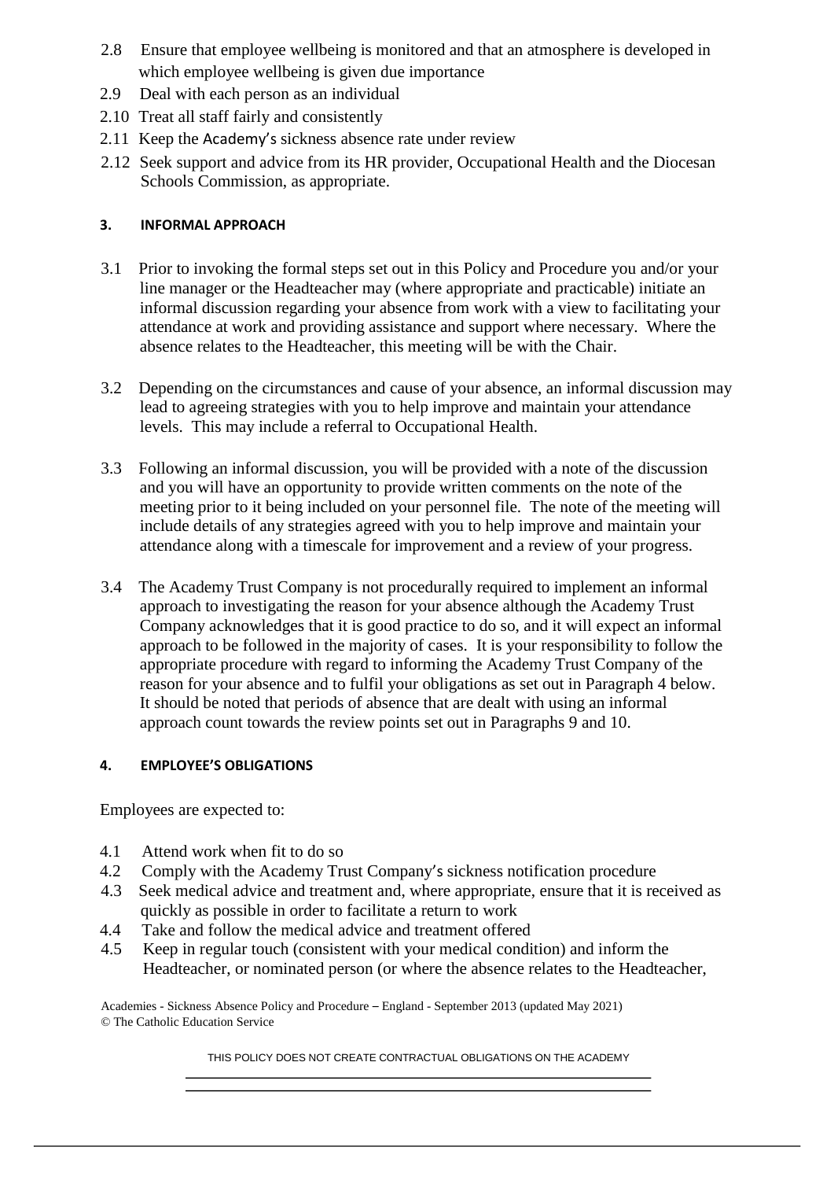2.8 Ensure that employee wellbeing is monitored and that an atmosphere is developed in which employee wellbeing is given due importance

2.9 Deal with each person as an individual

2.10 Treat all staff fairly and consistently

2.11 Keep the Academy's sickness absence rate under review

2.12 Seek support and advice from its HR provider, Occupational Health and the Diocesan Schools Commission, as appropriate.

### 3. INFORMAL APPROACH

3.1 Prior to invoking the formal steps set out in this Policy and Procedure you and/or your line manager or the Headteacher may (where appropriate and practicable) initiate an informal discussion regarding your absence from work with a view to facilitating your attendance at work and providing assistance and support where necessary. Where the absence relates to the Headteacher, this meeting will be with the Chair.

3.2 Depending on the circumstances and cause of your absence, an informal discussion may lead to agreeing strategies with you to help improve and maintain your attendance levels. This may include a referral to Occupational Health.

3.3 Following an informal discussion, you will be provided with a note of the discussion and you will have an opportunity to provide written comments on the note of the meeting prior to it being included on your personnel file. The note of the meeting will include details of any strategies agreed with you to help improve and maintain your attendance along with a timescale for improvement and a review of your progress.

3.4 The Academy Trust Company is not procedurally required to implement an informal approach to investigating the reason for your absence although the Academy Trust Company acknowledges that it is good practice to do so, and it will expect an informal approach to be followed in the majority of cases. It is your responsibility to follow the appropriate procedure with regard to informing the Academy Trust Company of the reason for your absence and to fulfil your obligations as set out in Paragraph 4 below. It should be noted that periods of absence that are dealt with using an informal approach count towards the review points set out in Paragraphs 9 and 10.

### 4. EMPLOYEE'S OBLIGATIONS

Employees are expected to:

4.1 Attend work when fit to do so

4.2 Comply with the Academy Trust Company's sickness notification procedure

4.3 Seek medical advice and treatment and, where appropriate, ensure that it is received as quickly as possible in order to facilitate a return to work

4.4 Take and follow the medical advice and treatment offered

4.5 Keep in regular touch (consistent with your medical condition) and inform the Headteacher, or nominated person (or where the absence relates to the Headteacher,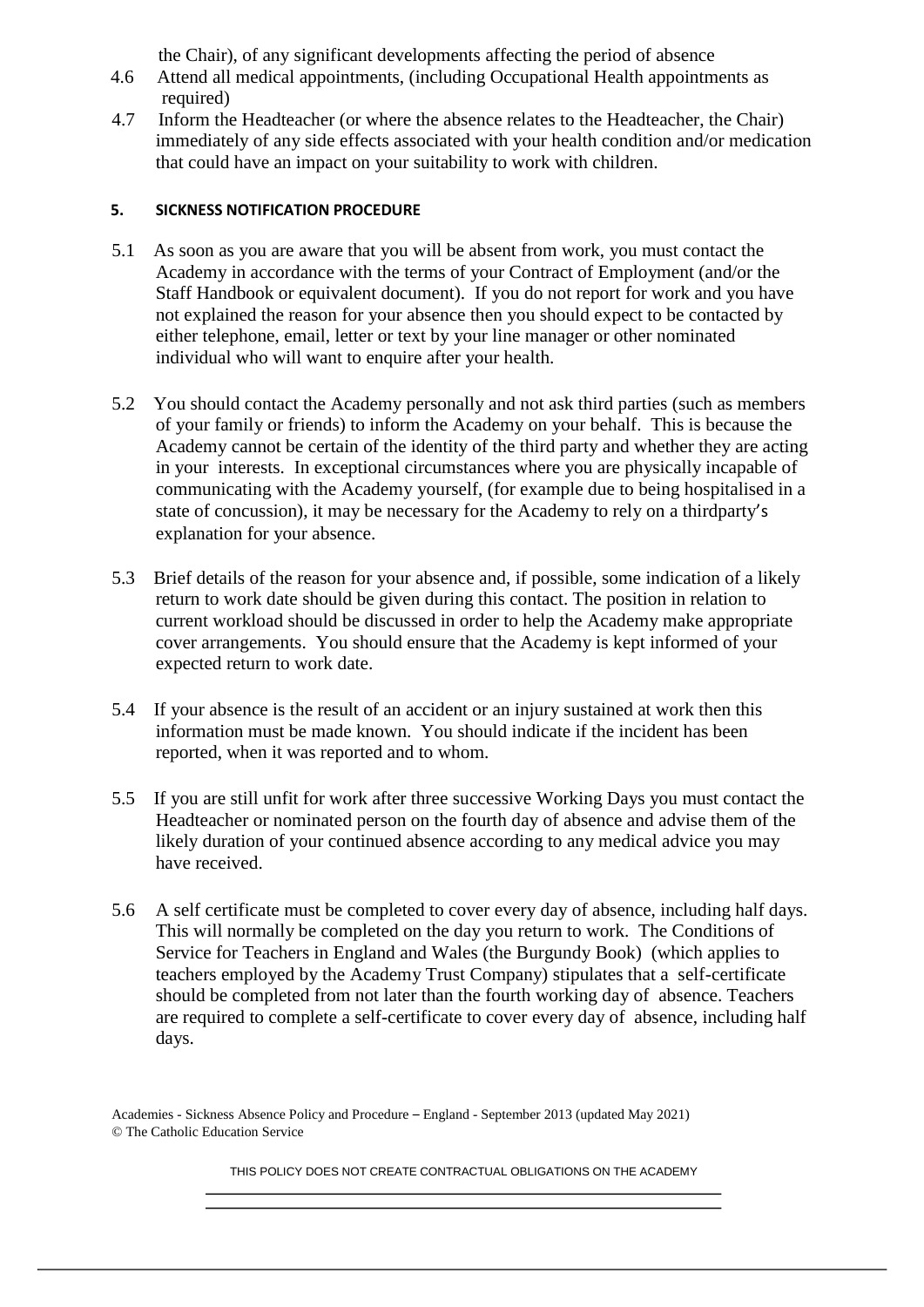the Chair), of any significant developments affecting the period of absence

4.6 Attend all medical appointments, (including Occupational Health appointments as required)

4.7 Inform the Headteacher (or where the absence relates to the Headteacher, the Chair) immediately of any side effects associated with your health condition and/or medication that could have an impact on your suitability to work with children.

## 5. SICKNESS NOTIFICATION PROCEDURE

5.1 As soon as you are aware that you will be absent from work, you must contact the Academy in accordance with the terms of your Contract of Employment (and/or the Staff Handbook or equivalent document). If you do not report for work and you have not explained the reason for your absence then you should expect to be contacted by either telephone, email, letter or text by your line manager or other nominated individual who will want to enquire after your health.

5.2 You should contact the Academy personally and not ask third parties (such as members of your family or friends) to inform the Academy on your behalf. This is because the Academy cannot be certain of the identity of the third party and whether they are acting in your interests. In exceptional circumstances where you are physically incapable of communicating with the Academy yourself, (for example due to being hospitalised in a state of concussion), it may be necessary for the Academy to rely on a thirdparty's explanation for your absence.

5.3 Brief details of the reason for your absence and, if possible, some indication of a likely return to work date should be given during this contact. The position in relation to current workload should be discussed in order to help the Academy make appropriate cover arrangements. You should ensure that the Academy is kept informed of your expected return to work date.

5.4 If your absence is the result of an accident or an injury sustained at work then this information must be made known. You should indicate if the incident has been reported, when it was reported and to whom.

5.5 If you are still unfit for work after three successive Working Days you must contact the Headteacher or nominated person on the fourth day of absence and advise them of the likely duration of your continued absence according to any medical advice you may have received.

5.6 A self certificate must be completed to cover every day of absence, including half days. This will normally be completed on the day you return to work. The Conditions of Service for Teachers in England and Wales (the Burgundy Book) (which applies to teachers employed by the Academy Trust Company) stipulates that a self-certificate should be completed from not later than the fourth working day of absence. Teachers are required to complete a self-certificate to cover every day of absence, including half days.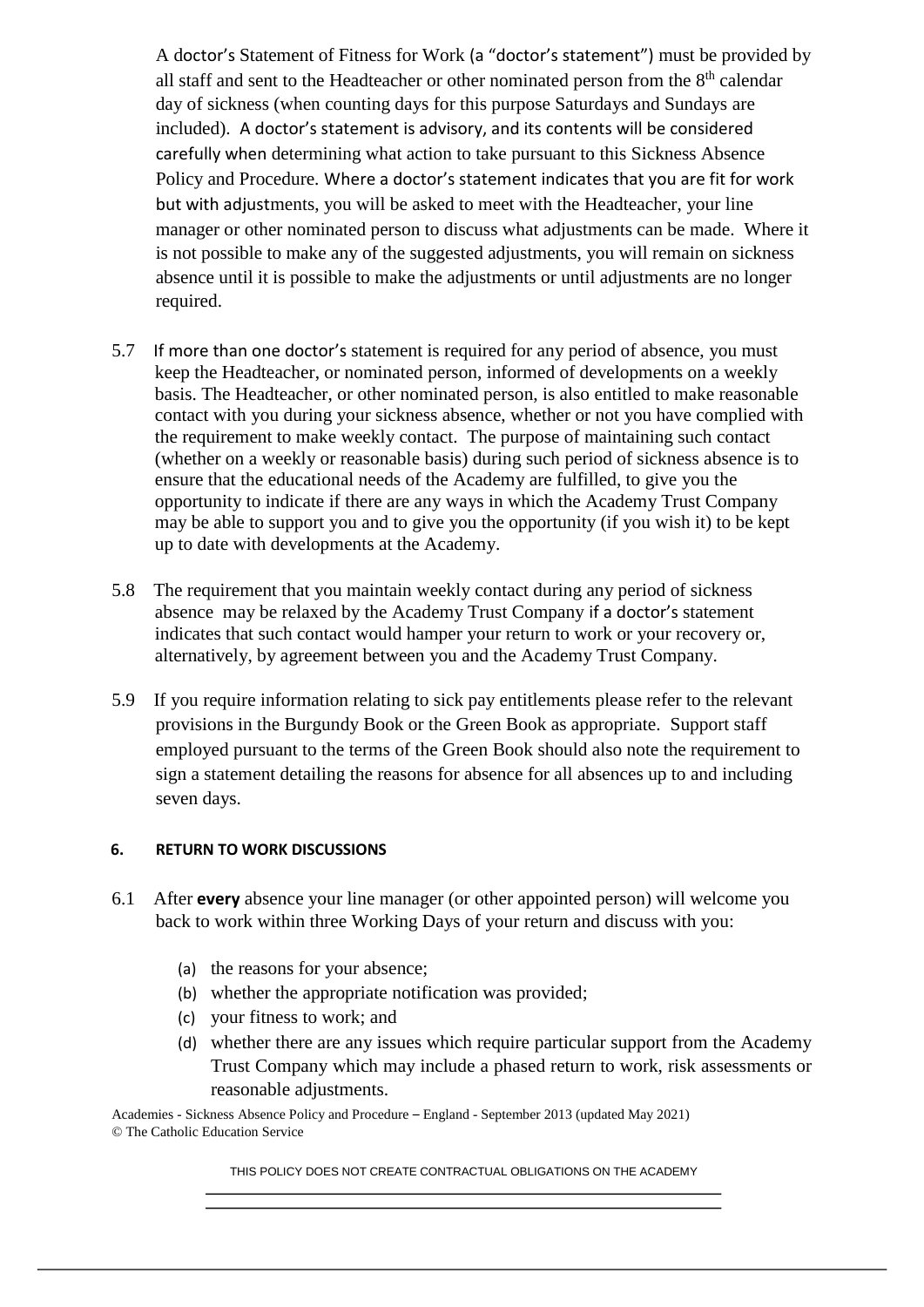A doctor's Statement of Fitness for Work (a "doctor's statement") must be provided by all staff and sent to the Headteacher or other nominated person from the 8th calendar day of sickness (when counting days for this purpose Saturdays and Sundays are included). A doctor's statement is advisory, and its contents will be considered carefully when determining what action to take pursuant to this Sickness Absence Policy and Procedure. Where a doctor's statement indicates that you are fit for work but with adjustments, you will be asked to meet with the Headteacher, your line manager or other nominated person to discuss what adjustments can be made. Where it is not possible to make any of the suggested adjustments, you will remain on sickness absence until it is possible to make the adjustments or until adjustments are no longer required.

5.7 If more than one doctor's statement is required for any period of absence, you must keep the Headteacher, or nominated person, informed of developments on a weekly basis. The Headteacher, or other nominated person, is also entitled to make reasonable contact with you during your sickness absence, whether or not you have complied with the requirement to make weekly contact. The purpose of maintaining such contact (whether on a weekly or reasonable basis) during such period of sickness absence is to ensure that the educational needs of the Academy are fulfilled, to give you the opportunity to indicate if there are any ways in which the Academy Trust Company may be able to support you and to give you the opportunity (if you wish it) to be kept up to date with developments at the Academy.

5.8 The requirement that you maintain weekly contact during any period of sickness absence may be relaxed by the Academy Trust Company if a doctor's statement indicates that such contact would hamper your return to work or your recovery or, alternatively, by agreement between you and the Academy Trust Company.

5.9 If you require information relating to sick pay entitlements please refer to the relevant provisions in the Burgundy Book or the Green Book as appropriate. Support staff employed pursuant to the terms of the Green Book should also note the requirement to sign a statement detailing the reasons for absence for all absences up to and including seven days.

## 6. RETURN TO WORK DISCUSSIONS

6.1 After **every** absence your line manager (or other appointed person) will welcome you back to work within three Working Days of your return and discuss with you:

(a) the reasons for your absence;
(b) whether the appropriate notification was provided;
(c) your fitness to work; and
(d) whether there are any issues which require particular support from the Academy Trust Company which may include a phased return to work, risk assessments or reasonable adjustments.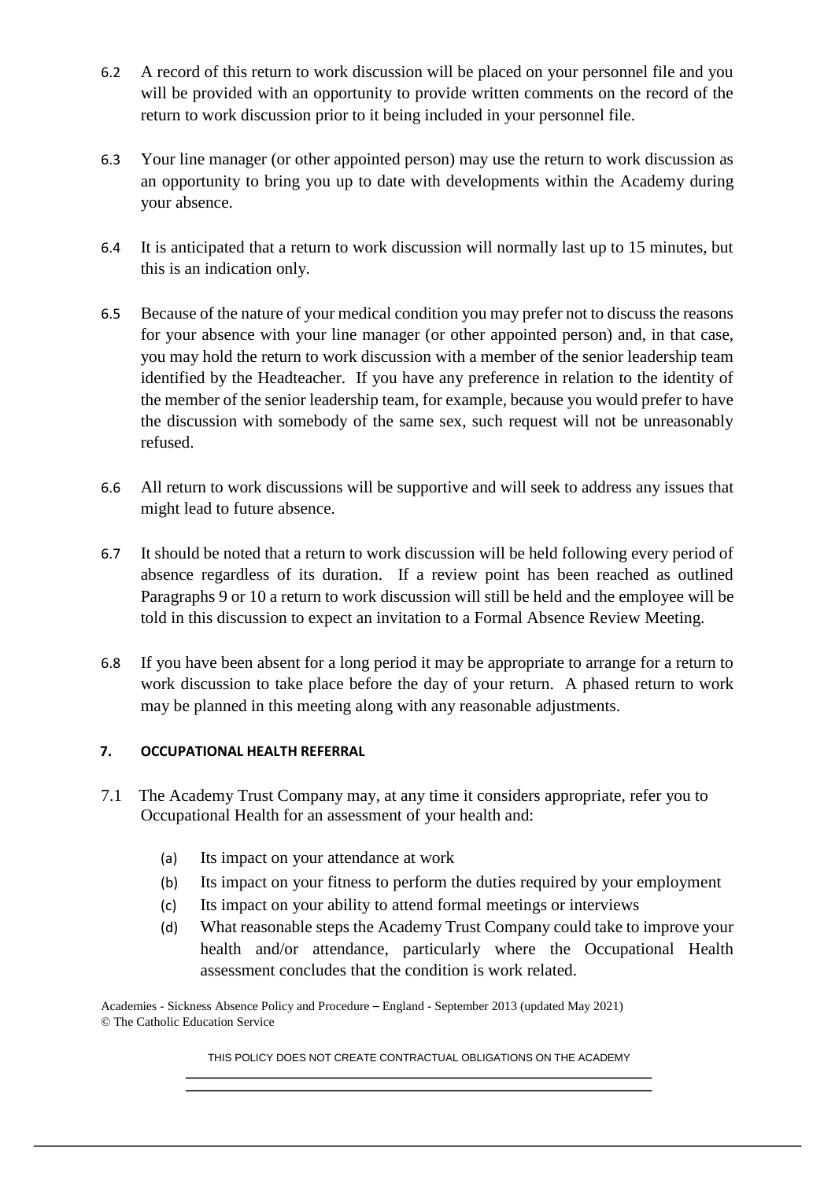6.2 A record of this return to work discussion will be placed on your personnel file and you will be provided with an opportunity to provide written comments on the record of the return to work discussion prior to it being included in your personnel file.

6.3 Your line manager (or other appointed person) may use the return to work discussion as an opportunity to bring you up to date with developments within the Academy during your absence.

6.4 It is anticipated that a return to work discussion will normally last up to 15 minutes, but this is an indication only.

6.5 Because of the nature of your medical condition you may prefer not to discuss the reasons for your absence with your line manager (or other appointed person) and, in that case, you may hold the return to work discussion with a member of the senior leadership team identified by the Headteacher. If you have any preference in relation to the identity of the member of the senior leadership team, for example, because you would prefer to have the discussion with somebody of the same sex, such request will not be unreasonably refused.

6.6 All return to work discussions will be supportive and will seek to address any issues that might lead to future absence.

6.7 It should be noted that a return to work discussion will be held following every period of absence regardless of its duration. If a review point has been reached as outlined Paragraphs 9 or 10 a return to work discussion will still be held and the employee will be told in this discussion to expect an invitation to a Formal Absence Review Meeting.

6.8 If you have been absent for a long period it may be appropriate to arrange for a return to work discussion to take place before the day of your return. A phased return to work may be planned in this meeting along with any reasonable adjustments.

## 7. OCCUPATIONAL HEALTH REFERRAL

7.1 The Academy Trust Company may, at any time it considers appropriate, refer you to Occupational Health for an assessment of your health and:

(a) Its impact on your attendance at work

(b) Its impact on your fitness to perform the duties required by your employment

(c) Its impact on your ability to attend formal meetings or interviews

(d) What reasonable steps the Academy Trust Company could take to improve your health and/or attendance, particularly where the Occupational Health assessment concludes that the condition is work related.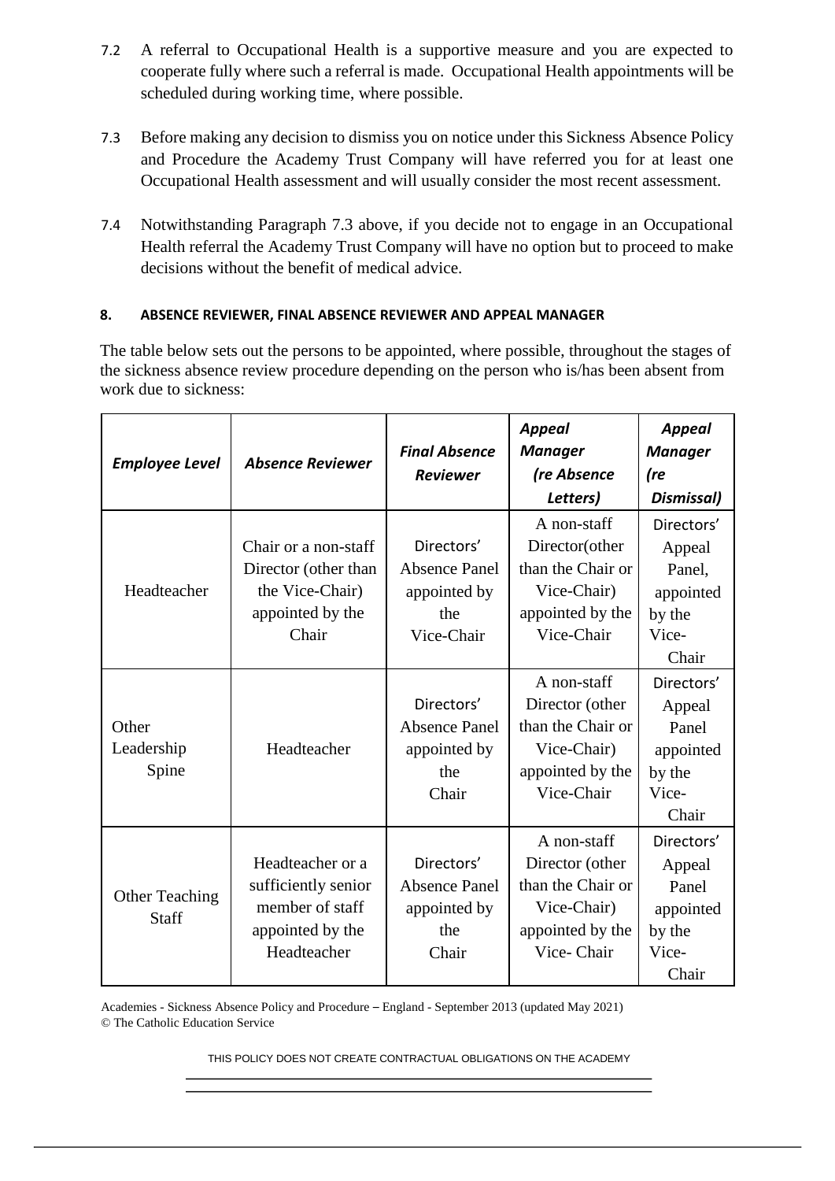7.2 A referral to Occupational Health is a supportive measure and you are expected to cooperate fully where such a referral is made. Occupational Health appointments will be scheduled during working time, where possible.

7.3 Before making any decision to dismiss you on notice under this Sickness Absence Policy and Procedure the Academy Trust Company will have referred you for at least one Occupational Health assessment and will usually consider the most recent assessment.

7.4 Notwithstanding Paragraph 7.3 above, if you decide not to engage in an Occupational Health referral the Academy Trust Company will have no option but to proceed to make decisions without the benefit of medical advice.

## 8. ABSENCE REVIEWER, FINAL ABSENCE REVIEWER AND APPEAL MANAGER

The table below sets out the persons to be appointed, where possible, throughout the stages of the sickness absence review procedure depending on the person who is/has been absent from work due to sickness:

| *Employee Level* | *Absence Reviewer* | *Final Absence Reviewer* | *Appeal Manager (re Absence Letters)* | *Appeal Manager (re Dismissal)* |
|---|---|---|---|---|
| Headteacher | Chair or a non-staff Director (other than the Vice-Chair) appointed by the Chair | Directors' Absence Panel appointed by the Vice-Chair | A non-staff Director(other than the Chair or Vice-Chair) appointed by the Vice-Chair | Directors' Appeal Panel, appointed by the Vice-Chair |
| Other Leadership Spine | Headteacher | Directors' Absence Panel appointed by the Chair | A non-staff Director (other than the Chair or Vice-Chair) appointed by the Vice-Chair | Directors' Appeal Panel appointed by the Vice-Chair |
| Other Teaching Staff | Headteacher or a sufficiently senior member of staff appointed by the Headteacher | Directors' Absence Panel appointed by the Chair | A non-staff Director (other than the Chair or Vice-Chair) appointed by the Vice- Chair | Directors' Appeal Panel appointed by the Vice-Chair |

Academies - Sickness Absence Policy and Procedure – England - September 2013 (updated May 2021)
© The Catholic Education Service

THIS POLICY DOES NOT CREATE CONTRACTUAL OBLIGATIONS ON THE ACADEMY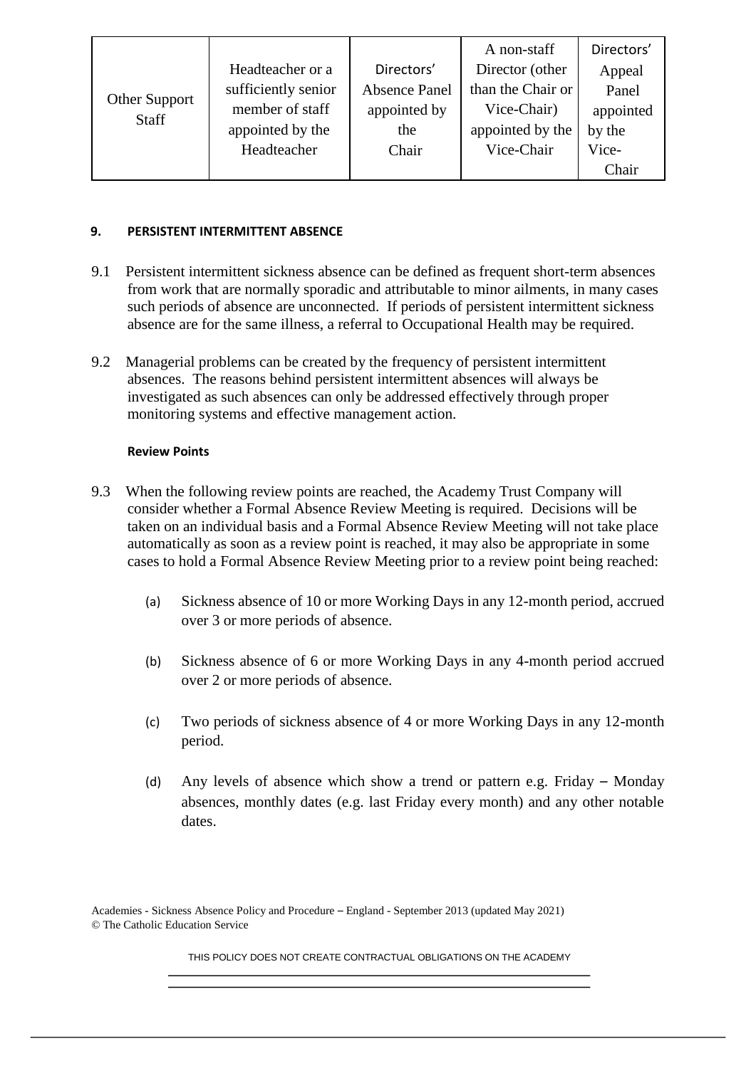| Other Support Staff | Headteacher or a sufficiently senior member of staff appointed by the Headteacher | Directors' Absence Panel appointed by the Chair | A non-staff Director (other than the Chair or Vice-Chair) appointed by the Vice-Chair | Directors' Appeal Panel appointed by the Vice-Chair |
|---|---|---|---|---|

**9. PERSISTENT INTERMITTENT ABSENCE**

9.1 Persistent intermittent sickness absence can be defined as frequent short-term absences from work that are normally sporadic and attributable to minor ailments, in many cases such periods of absence are unconnected. If periods of persistent intermittent sickness absence are for the same illness, a referral to Occupational Health may be required.

9.2 Managerial problems can be created by the frequency of persistent intermittent absences. The reasons behind persistent intermittent absences will always be investigated as such absences can only be addressed effectively through proper monitoring systems and effective management action.

**Review Points**

9.3 When the following review points are reached, the Academy Trust Company will consider whether a Formal Absence Review Meeting is required. Decisions will be taken on an individual basis and a Formal Absence Review Meeting will not take place automatically as soon as a review point is reached, it may also be appropriate in some cases to hold a Formal Absence Review Meeting prior to a review point being reached:

(a) Sickness absence of 10 or more Working Days in any 12-month period, accrued over 3 or more periods of absence.

(b) Sickness absence of 6 or more Working Days in any 4-month period accrued over 2 or more periods of absence.

(c) Two periods of sickness absence of 4 or more Working Days in any 12-month period.

(d) Any levels of absence which show a trend or pattern e.g. Friday – Monday absences, monthly dates (e.g. last Friday every month) and any other notable dates.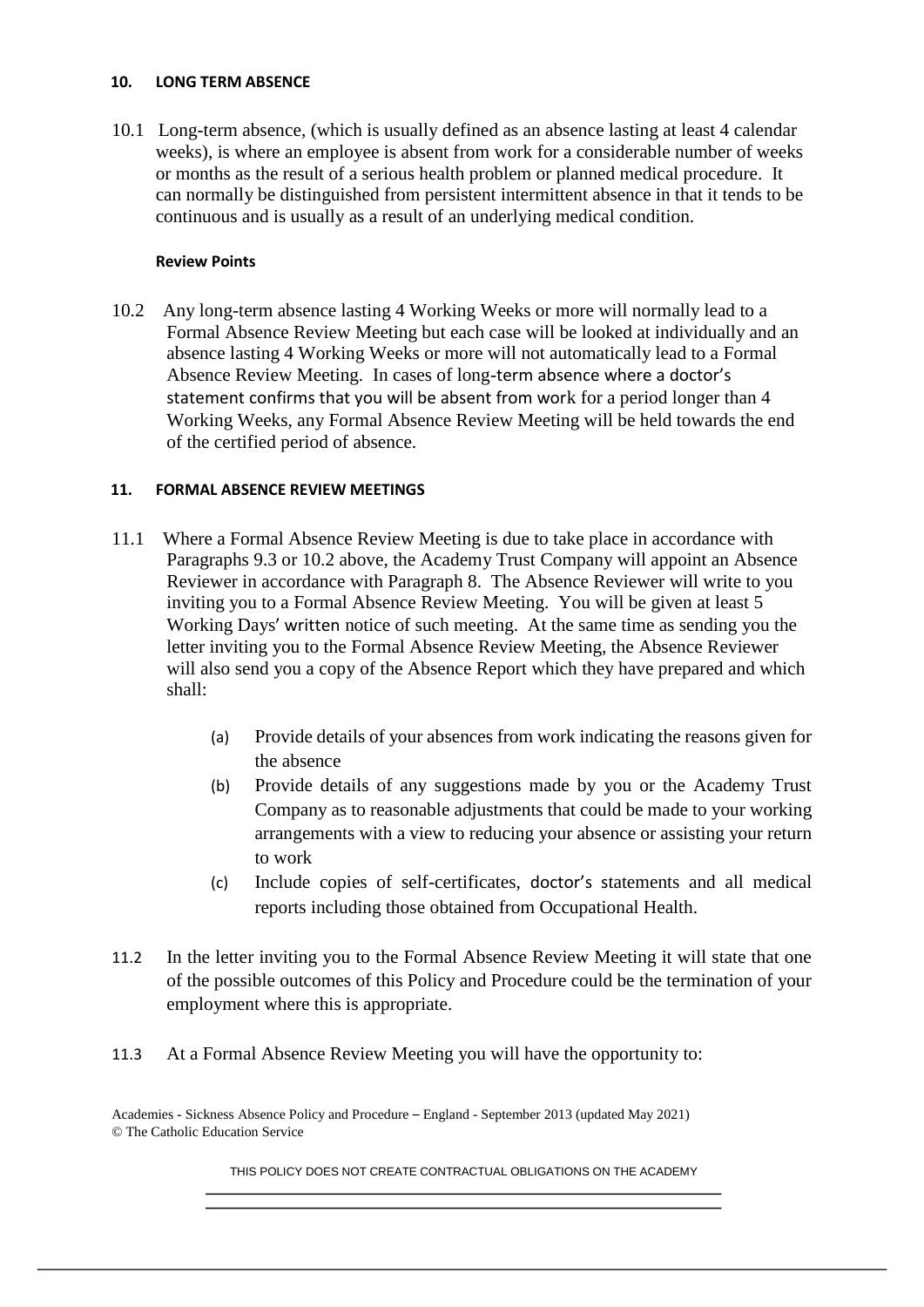## 10. LONG TERM ABSENCE

10.1 Long-term absence, (which is usually defined as an absence lasting at least 4 calendar weeks), is where an employee is absent from work for a considerable number of weeks or months as the result of a serious health problem or planned medical procedure. It can normally be distinguished from persistent intermittent absence in that it tends to be continuous and is usually as a result of an underlying medical condition.

### Review Points

10.2 Any long-term absence lasting 4 Working Weeks or more will normally lead to a Formal Absence Review Meeting but each case will be looked at individually and an absence lasting 4 Working Weeks or more will not automatically lead to a Formal Absence Review Meeting. In cases of long-term absence where a doctor's statement confirms that you will be absent from work for a period longer than 4 Working Weeks, any Formal Absence Review Meeting will be held towards the end of the certified period of absence.

## 11. FORMAL ABSENCE REVIEW MEETINGS

11.1 Where a Formal Absence Review Meeting is due to take place in accordance with Paragraphs 9.3 or 10.2 above, the Academy Trust Company will appoint an Absence Reviewer in accordance with Paragraph 8. The Absence Reviewer will write to you inviting you to a Formal Absence Review Meeting. You will be given at least 5 Working Days' written notice of such meeting. At the same time as sending you the letter inviting you to the Formal Absence Review Meeting, the Absence Reviewer will also send you a copy of the Absence Report which they have prepared and which shall:

- (a) Provide details of your absences from work indicating the reasons given for the absence
- (b) Provide details of any suggestions made by you or the Academy Trust Company as to reasonable adjustments that could be made to your working arrangements with a view to reducing your absence or assisting your return to work
- (c) Include copies of self-certificates, doctor's statements and all medical reports including those obtained from Occupational Health.

11.2 In the letter inviting you to the Formal Absence Review Meeting it will state that one of the possible outcomes of this Policy and Procedure could be the termination of your employment where this is appropriate.

11.3 At a Formal Absence Review Meeting you will have the opportunity to: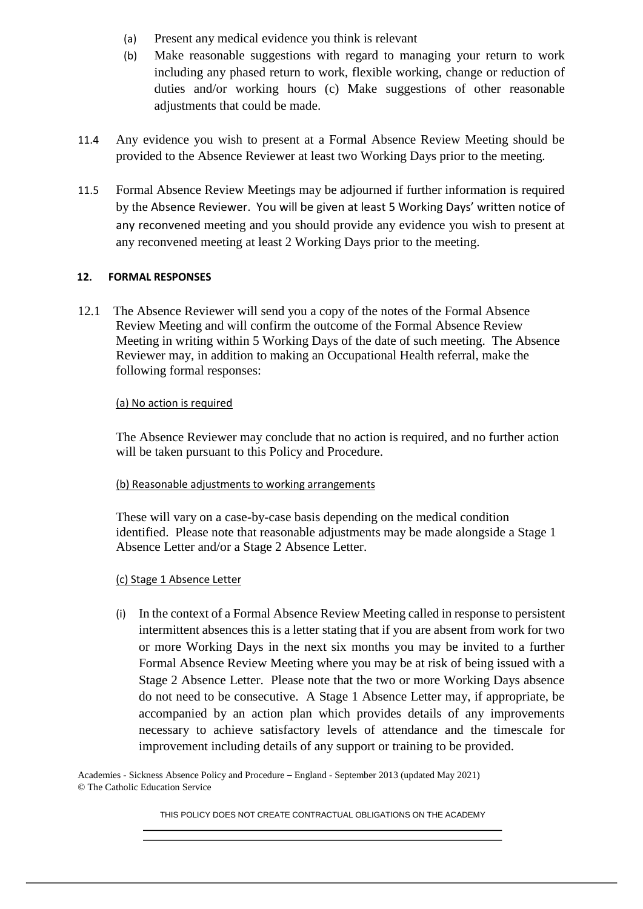(a) Present any medical evidence you think is relevant

(b) Make reasonable suggestions with regard to managing your return to work including any phased return to work, flexible working, change or reduction of duties and/or working hours (c) Make suggestions of other reasonable adjustments that could be made.

11.4 Any evidence you wish to present at a Formal Absence Review Meeting should be provided to the Absence Reviewer at least two Working Days prior to the meeting.

11.5 Formal Absence Review Meetings may be adjourned if further information is required by the Absence Reviewer. You will be given at least 5 Working Days' written notice of any reconvened meeting and you should provide any evidence you wish to present at any reconvened meeting at least 2 Working Days prior to the meeting.

## 12. FORMAL RESPONSES

12.1 The Absence Reviewer will send you a copy of the notes of the Formal Absence Review Meeting and will confirm the outcome of the Formal Absence Review Meeting in writing within 5 Working Days of the date of such meeting. The Absence Reviewer may, in addition to making an Occupational Health referral, make the following formal responses:

(a) No action is required

The Absence Reviewer may conclude that no action is required, and no further action will be taken pursuant to this Policy and Procedure.

(b) Reasonable adjustments to working arrangements

These will vary on a case-by-case basis depending on the medical condition identified. Please note that reasonable adjustments may be made alongside a Stage 1 Absence Letter and/or a Stage 2 Absence Letter.

(c) Stage 1 Absence Letter

(i) In the context of a Formal Absence Review Meeting called in response to persistent intermittent absences this is a letter stating that if you are absent from work for two or more Working Days in the next six months you may be invited to a further Formal Absence Review Meeting where you may be at risk of being issued with a Stage 2 Absence Letter. Please note that the two or more Working Days absence do not need to be consecutive. A Stage 1 Absence Letter may, if appropriate, be accompanied by an action plan which provides details of any improvements necessary to achieve satisfactory levels of attendance and the timescale for improvement including details of any support or training to be provided.

Academies - Sickness Absence Policy and Procedure – England - September 2013 (updated May 2021)
© The Catholic Education Service

THIS POLICY DOES NOT CREATE CONTRACTUAL OBLIGATIONS ON THE ACADEMY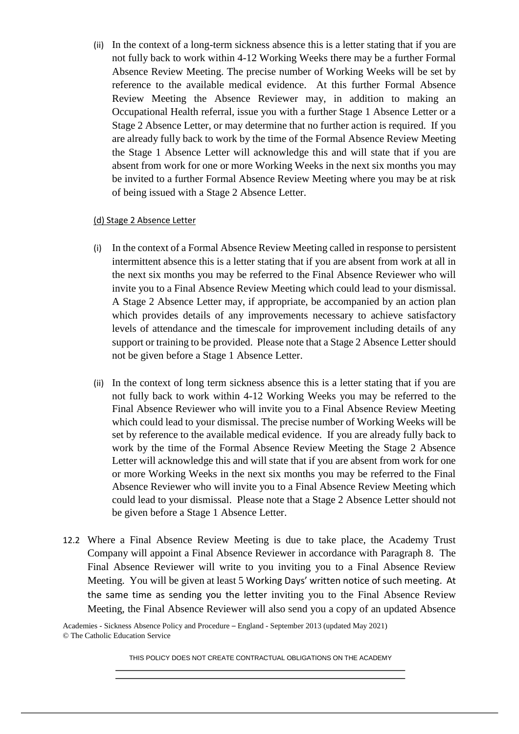(ii) In the context of a long-term sickness absence this is a letter stating that if you are not fully back to work within 4-12 Working Weeks there may be a further Formal Absence Review Meeting. The precise number of Working Weeks will be set by reference to the available medical evidence. At this further Formal Absence Review Meeting the Absence Reviewer may, in addition to making an Occupational Health referral, issue you with a further Stage 1 Absence Letter or a Stage 2 Absence Letter, or may determine that no further action is required. If you are already fully back to work by the time of the Formal Absence Review Meeting the Stage 1 Absence Letter will acknowledge this and will state that if you are absent from work for one or more Working Weeks in the next six months you may be invited to a further Formal Absence Review Meeting where you may be at risk of being issued with a Stage 2 Absence Letter.

(d) Stage 2 Absence Letter

(i) In the context of a Formal Absence Review Meeting called in response to persistent intermittent absence this is a letter stating that if you are absent from work at all in the next six months you may be referred to the Final Absence Reviewer who will invite you to a Final Absence Review Meeting which could lead to your dismissal. A Stage 2 Absence Letter may, if appropriate, be accompanied by an action plan which provides details of any improvements necessary to achieve satisfactory levels of attendance and the timescale for improvement including details of any support or training to be provided. Please note that a Stage 2 Absence Letter should not be given before a Stage 1 Absence Letter.

(ii) In the context of long term sickness absence this is a letter stating that if you are not fully back to work within 4-12 Working Weeks you may be referred to the Final Absence Reviewer who will invite you to a Final Absence Review Meeting which could lead to your dismissal. The precise number of Working Weeks will be set by reference to the available medical evidence. If you are already fully back to work by the time of the Formal Absence Review Meeting the Stage 2 Absence Letter will acknowledge this and will state that if you are absent from work for one or more Working Weeks in the next six months you may be referred to the Final Absence Reviewer who will invite you to a Final Absence Review Meeting which could lead to your dismissal. Please note that a Stage 2 Absence Letter should not be given before a Stage 1 Absence Letter.

12.2 Where a Final Absence Review Meeting is due to take place, the Academy Trust Company will appoint a Final Absence Reviewer in accordance with Paragraph 8. The Final Absence Reviewer will write to you inviting you to a Final Absence Review Meeting. You will be given at least 5 Working Days' written notice of such meeting. At the same time as sending you the letter inviting you to the Final Absence Review Meeting, the Final Absence Reviewer will also send you a copy of an updated Absence

Academies - Sickness Absence Policy and Procedure – England - September 2013 (updated May 2021)
© The Catholic Education Service

THIS POLICY DOES NOT CREATE CONTRACTUAL OBLIGATIONS ON THE ACADEMY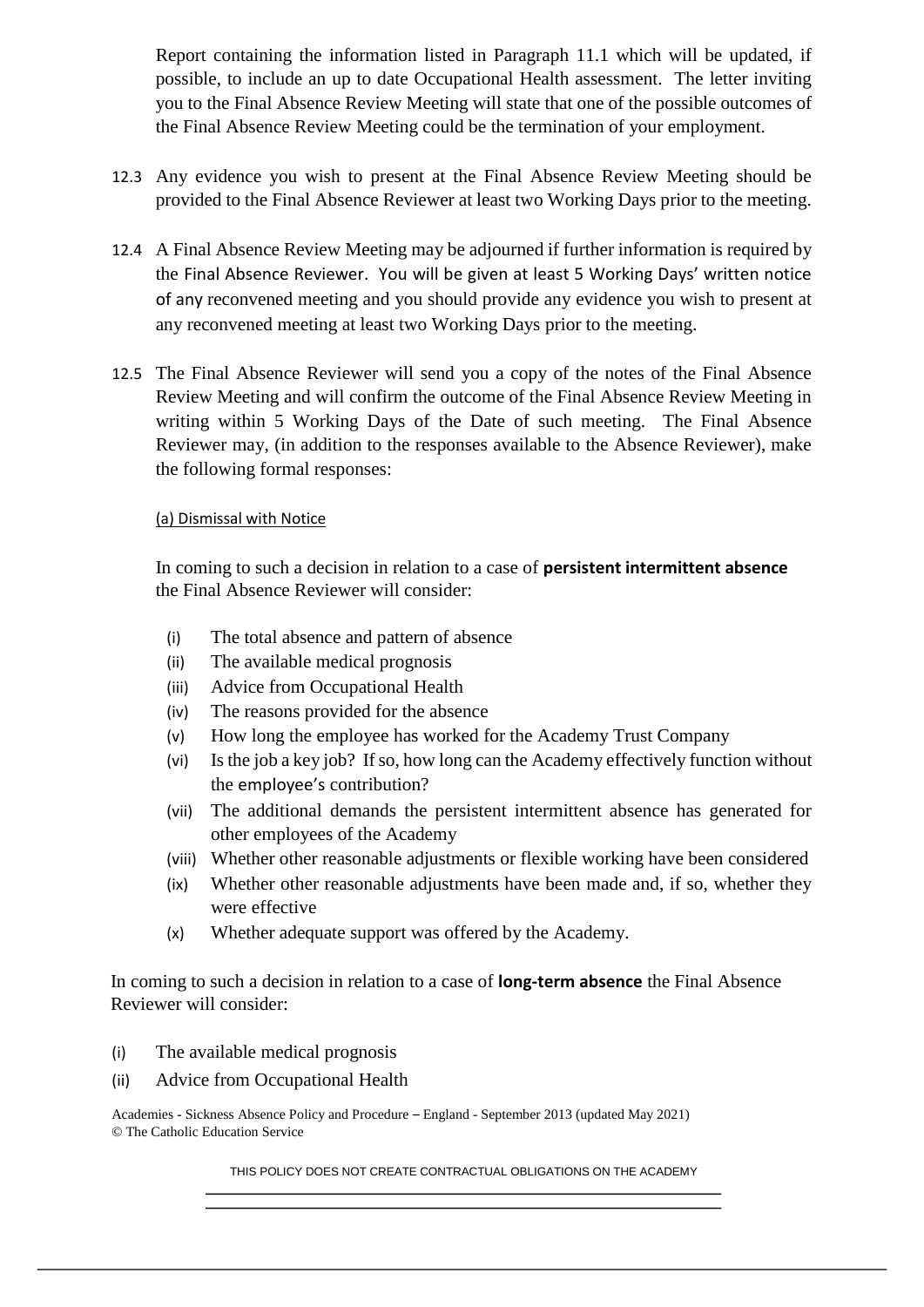Report containing the information listed in Paragraph 11.1 which will be updated, if possible, to include an up to date Occupational Health assessment. The letter inviting you to the Final Absence Review Meeting will state that one of the possible outcomes of the Final Absence Review Meeting could be the termination of your employment.

12.3 Any evidence you wish to present at the Final Absence Review Meeting should be provided to the Final Absence Reviewer at least two Working Days prior to the meeting.

12.4 A Final Absence Review Meeting may be adjourned if further information is required by the Final Absence Reviewer. You will be given at least 5 Working Days' written notice of any reconvened meeting and you should provide any evidence you wish to present at any reconvened meeting at least two Working Days prior to the meeting.

12.5 The Final Absence Reviewer will send you a copy of the notes of the Final Absence Review Meeting and will confirm the outcome of the Final Absence Review Meeting in writing within 5 Working Days of the Date of such meeting. The Final Absence Reviewer may, (in addition to the responses available to the Absence Reviewer), make the following formal responses:

(a) Dismissal with Notice

In coming to such a decision in relation to a case of **persistent intermittent absence** the Final Absence Reviewer will consider:

(i) The total absence and pattern of absence
(ii) The available medical prognosis
(iii) Advice from Occupational Health
(iv) The reasons provided for the absence
(v) How long the employee has worked for the Academy Trust Company
(vi) Is the job a key job? If so, how long can the Academy effectively function without the employee's contribution?
(vii) The additional demands the persistent intermittent absence has generated for other employees of the Academy
(viii) Whether other reasonable adjustments or flexible working have been considered
(ix) Whether other reasonable adjustments have been made and, if so, whether they were effective
(x) Whether adequate support was offered by the Academy.

In coming to such a decision in relation to a case of **long-term absence** the Final Absence Reviewer will consider:

(i) The available medical prognosis
(ii) Advice from Occupational Health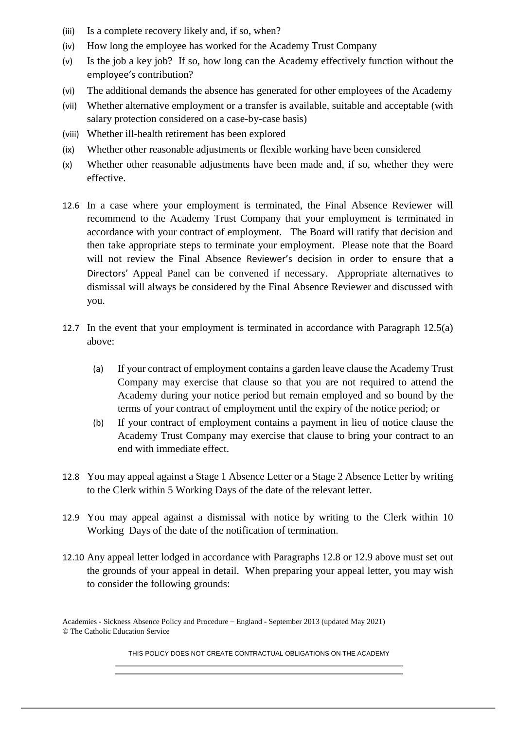(iii) Is a complete recovery likely and, if so, when?

(iv) How long the employee has worked for the Academy Trust Company

(v) Is the job a key job? If so, how long can the Academy effectively function without the employee's contribution?

(vi) The additional demands the absence has generated for other employees of the Academy

(vii) Whether alternative employment or a transfer is available, suitable and acceptable (with salary protection considered on a case-by-case basis)

(viii) Whether ill-health retirement has been explored

(ix) Whether other reasonable adjustments or flexible working have been considered

(x) Whether other reasonable adjustments have been made and, if so, whether they were effective.

12.6 In a case where your employment is terminated, the Final Absence Reviewer will recommend to the Academy Trust Company that your employment is terminated in accordance with your contract of employment. The Board will ratify that decision and then take appropriate steps to terminate your employment. Please note that the Board will not review the Final Absence Reviewer's decision in order to ensure that a Directors' Appeal Panel can be convened if necessary. Appropriate alternatives to dismissal will always be considered by the Final Absence Reviewer and discussed with you.

12.7 In the event that your employment is terminated in accordance with Paragraph 12.5(a) above:

(a) If your contract of employment contains a garden leave clause the Academy Trust Company may exercise that clause so that you are not required to attend the Academy during your notice period but remain employed and so bound by the terms of your contract of employment until the expiry of the notice period; or

(b) If your contract of employment contains a payment in lieu of notice clause the Academy Trust Company may exercise that clause to bring your contract to an end with immediate effect.

12.8 You may appeal against a Stage 1 Absence Letter or a Stage 2 Absence Letter by writing to the Clerk within 5 Working Days of the date of the relevant letter.

12.9 You may appeal against a dismissal with notice by writing to the Clerk within 10 Working Days of the date of the notification of termination.

12.10 Any appeal letter lodged in accordance with Paragraphs 12.8 or 12.9 above must set out the grounds of your appeal in detail. When preparing your appeal letter, you may wish to consider the following grounds: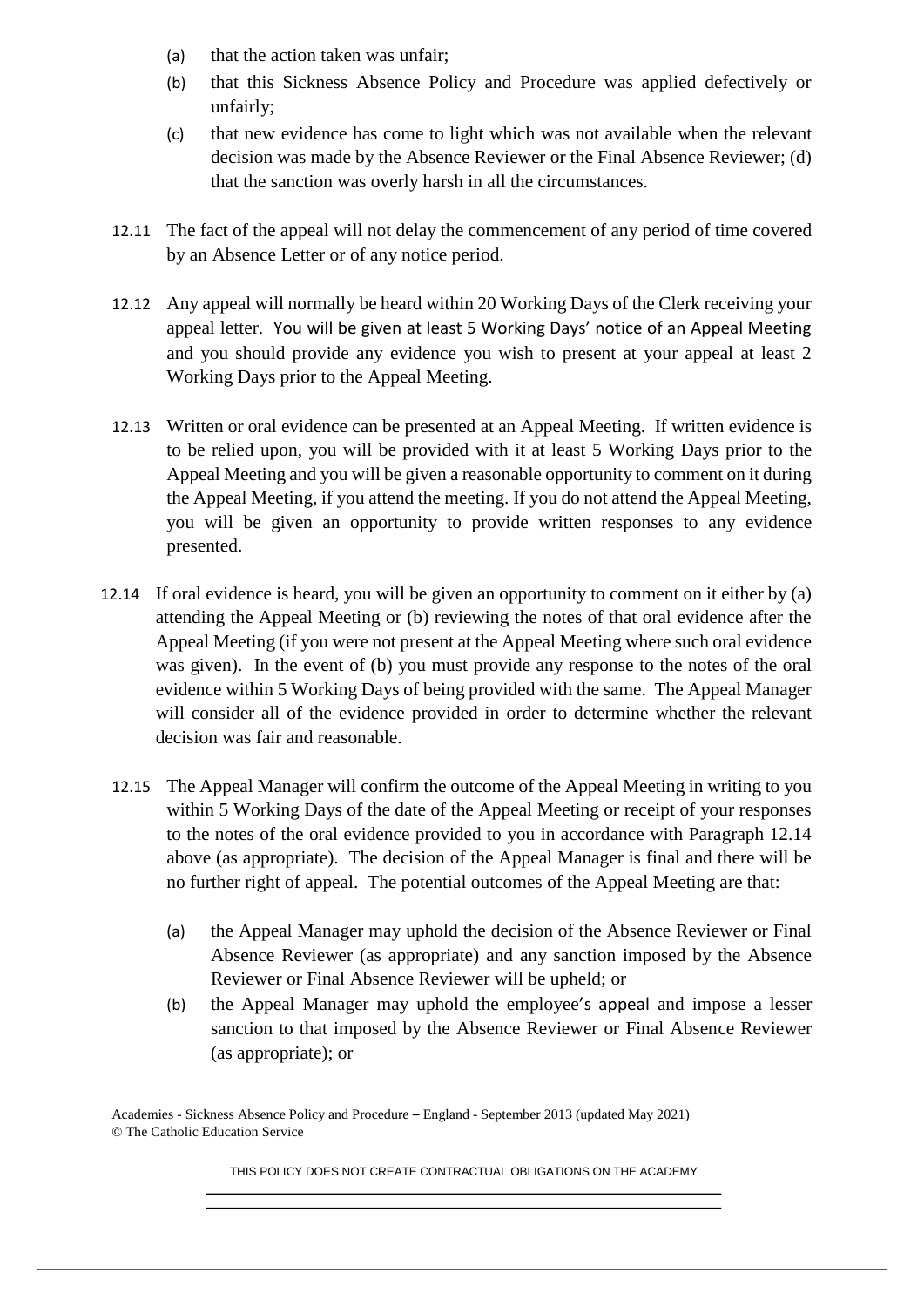(a) that the action taken was unfair;

(b) that this Sickness Absence Policy and Procedure was applied defectively or unfairly;

(c) that new evidence has come to light which was not available when the relevant decision was made by the Absence Reviewer or the Final Absence Reviewer; (d) that the sanction was overly harsh in all the circumstances.

12.11 The fact of the appeal will not delay the commencement of any period of time covered by an Absence Letter or of any notice period.

12.12 Any appeal will normally be heard within 20 Working Days of the Clerk receiving your appeal letter. You will be given at least 5 Working Days' notice of an Appeal Meeting and you should provide any evidence you wish to present at your appeal at least 2 Working Days prior to the Appeal Meeting.

12.13 Written or oral evidence can be presented at an Appeal Meeting. If written evidence is to be relied upon, you will be provided with it at least 5 Working Days prior to the Appeal Meeting and you will be given a reasonable opportunity to comment on it during the Appeal Meeting, if you attend the meeting. If you do not attend the Appeal Meeting, you will be given an opportunity to provide written responses to any evidence presented.

12.14 If oral evidence is heard, you will be given an opportunity to comment on it either by (a) attending the Appeal Meeting or (b) reviewing the notes of that oral evidence after the Appeal Meeting (if you were not present at the Appeal Meeting where such oral evidence was given). In the event of (b) you must provide any response to the notes of the oral evidence within 5 Working Days of being provided with the same. The Appeal Manager will consider all of the evidence provided in order to determine whether the relevant decision was fair and reasonable.

12.15 The Appeal Manager will confirm the outcome of the Appeal Meeting in writing to you within 5 Working Days of the date of the Appeal Meeting or receipt of your responses to the notes of the oral evidence provided to you in accordance with Paragraph 12.14 above (as appropriate). The decision of the Appeal Manager is final and there will be no further right of appeal. The potential outcomes of the Appeal Meeting are that:

(a) the Appeal Manager may uphold the decision of the Absence Reviewer or Final Absence Reviewer (as appropriate) and any sanction imposed by the Absence Reviewer or Final Absence Reviewer will be upheld; or

(b) the Appeal Manager may uphold the employee's appeal and impose a lesser sanction to that imposed by the Absence Reviewer or Final Absence Reviewer (as appropriate); or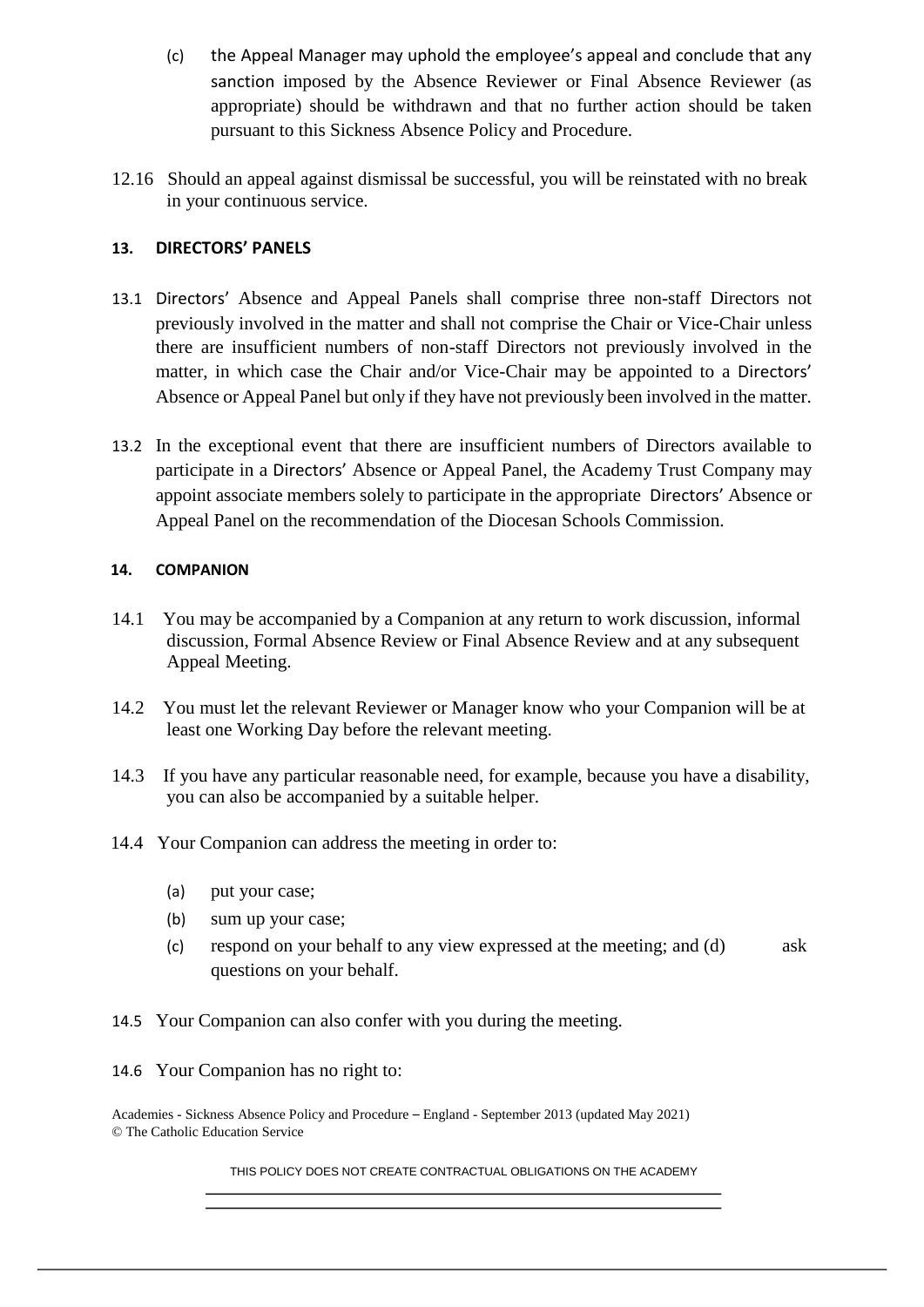(c) the Appeal Manager may uphold the employee's appeal and conclude that any sanction imposed by the Absence Reviewer or Final Absence Reviewer (as appropriate) should be withdrawn and that no further action should be taken pursuant to this Sickness Absence Policy and Procedure.

12.16 Should an appeal against dismissal be successful, you will be reinstated with no break in your continuous service.

## 13. DIRECTORS' PANELS

13.1 Directors' Absence and Appeal Panels shall comprise three non-staff Directors not previously involved in the matter and shall not comprise the Chair or Vice-Chair unless there are insufficient numbers of non-staff Directors not previously involved in the matter, in which case the Chair and/or Vice-Chair may be appointed to a Directors' Absence or Appeal Panel but only if they have not previously been involved in the matter.

13.2 In the exceptional event that there are insufficient numbers of Directors available to participate in a Directors' Absence or Appeal Panel, the Academy Trust Company may appoint associate members solely to participate in the appropriate Directors' Absence or Appeal Panel on the recommendation of the Diocesan Schools Commission.

## 14. COMPANION

14.1 You may be accompanied by a Companion at any return to work discussion, informal discussion, Formal Absence Review or Final Absence Review and at any subsequent Appeal Meeting.

14.2 You must let the relevant Reviewer or Manager know who your Companion will be at least one Working Day before the relevant meeting.

14.3 If you have any particular reasonable need, for example, because you have a disability, you can also be accompanied by a suitable helper.

14.4 Your Companion can address the meeting in order to:

(a) put your case;

(b) sum up your case;

(c) respond on your behalf to any view expressed at the meeting; and (d) ask questions on your behalf.

14.5 Your Companion can also confer with you during the meeting.

14.6 Your Companion has no right to: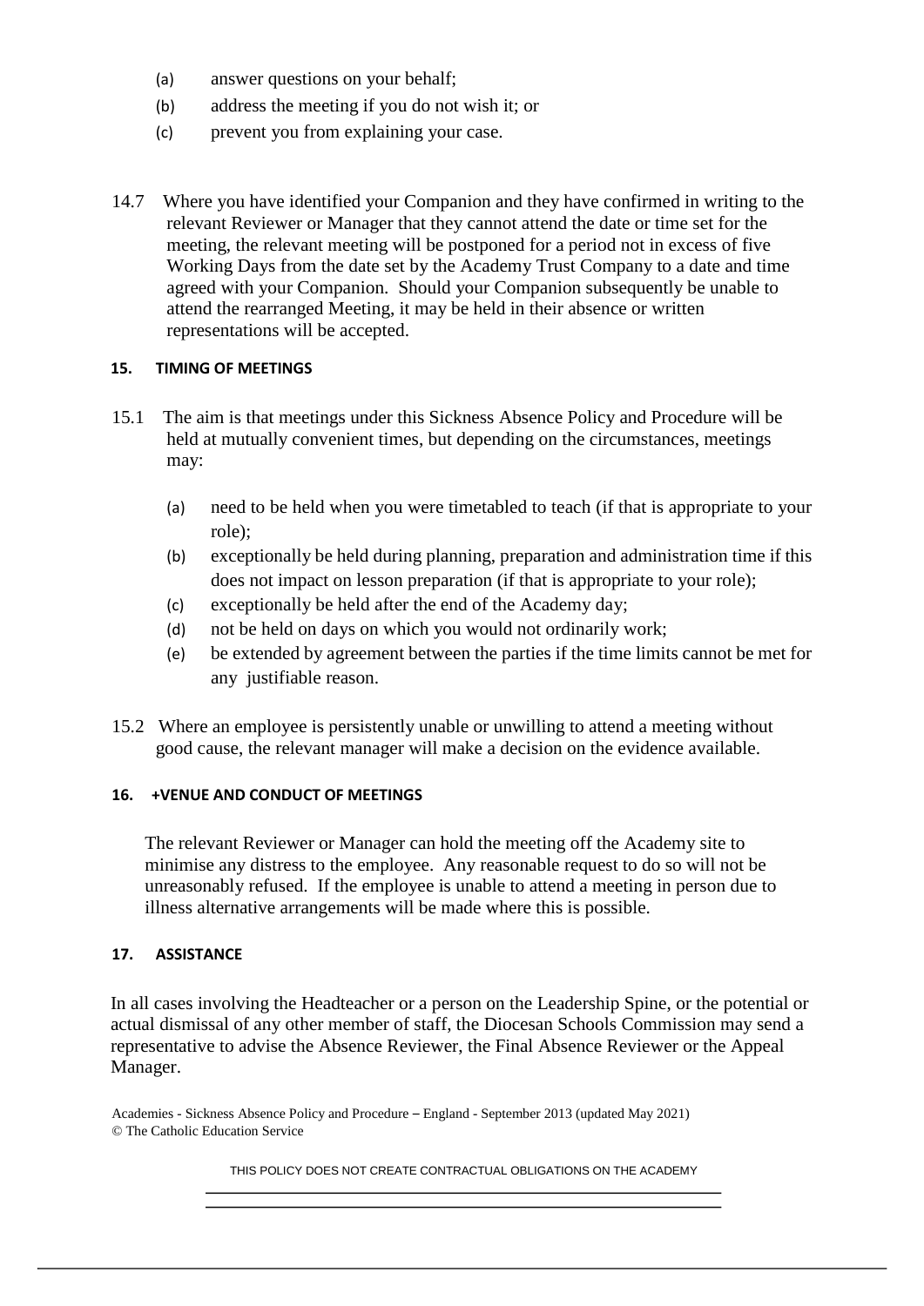(a) answer questions on your behalf;
(b) address the meeting if you do not wish it; or
(c) prevent you from explaining your case.

14.7 Where you have identified your Companion and they have confirmed in writing to the relevant Reviewer or Manager that they cannot attend the date or time set for the meeting, the relevant meeting will be postponed for a period not in excess of five Working Days from the date set by the Academy Trust Company to a date and time agreed with your Companion. Should your Companion subsequently be unable to attend the rearranged Meeting, it may be held in their absence or written representations will be accepted.

**15. TIMING OF MEETINGS**

15.1 The aim is that meetings under this Sickness Absence Policy and Procedure will be held at mutually convenient times, but depending on the circumstances, meetings may:

(a) need to be held when you were timetabled to teach (if that is appropriate to your role);
(b) exceptionally be held during planning, preparation and administration time if this does not impact on lesson preparation (if that is appropriate to your role);
(c) exceptionally be held after the end of the Academy day;
(d) not be held on days on which you would not ordinarily work;
(e) be extended by agreement between the parties if the time limits cannot be met for any justifiable reason.

15.2 Where an employee is persistently unable or unwilling to attend a meeting without good cause, the relevant manager will make a decision on the evidence available.

**16. +VENUE AND CONDUCT OF MEETINGS**

The relevant Reviewer or Manager can hold the meeting off the Academy site to minimise any distress to the employee. Any reasonable request to do so will not be unreasonably refused. If the employee is unable to attend a meeting in person due to illness alternative arrangements will be made where this is possible.

**17. ASSISTANCE**

In all cases involving the Headteacher or a person on the Leadership Spine, or the potential or actual dismissal of any other member of staff, the Diocesan Schools Commission may send a representative to advise the Absence Reviewer, the Final Absence Reviewer or the Appeal Manager.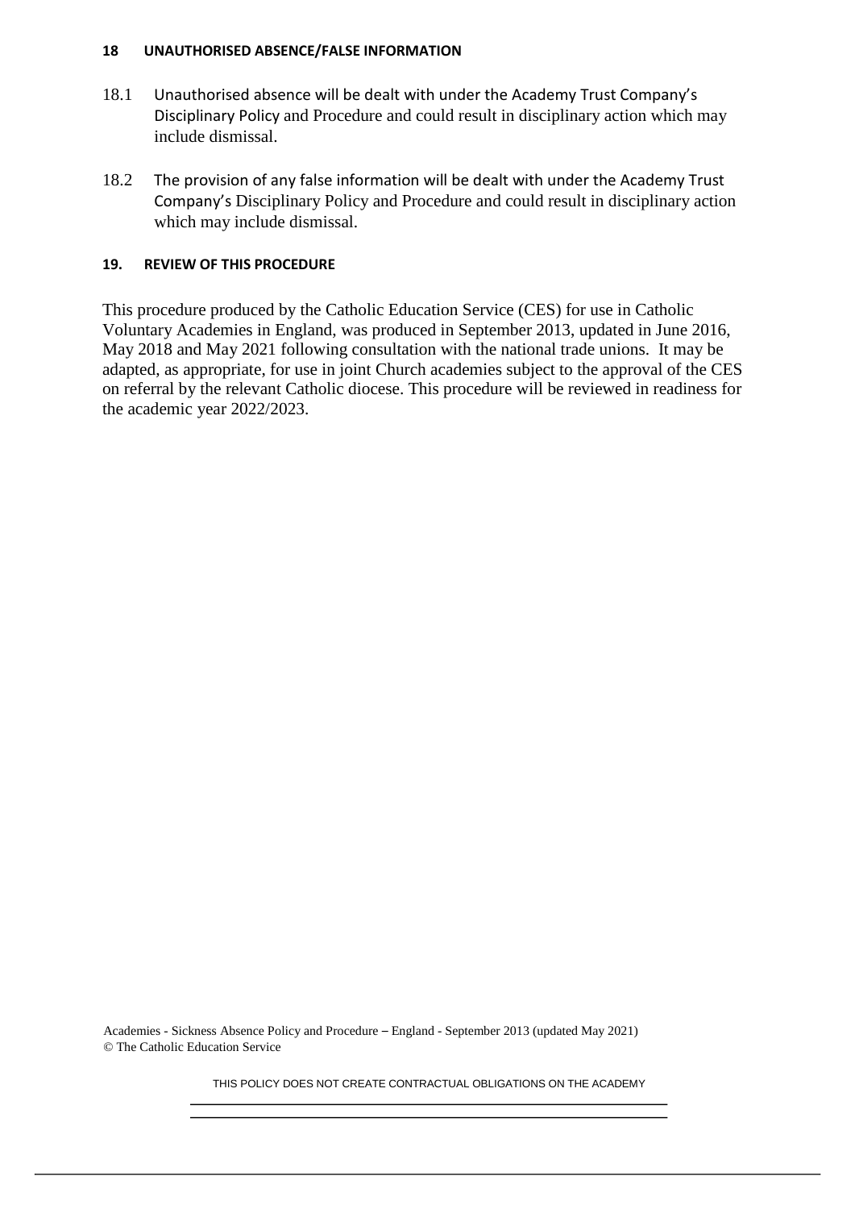## 18 UNAUTHORISED ABSENCE/FALSE INFORMATION

18.1 Unauthorised absence will be dealt with under the Academy Trust Company's Disciplinary Policy and Procedure and could result in disciplinary action which may include dismissal.

18.2 The provision of any false information will be dealt with under the Academy Trust Company's Disciplinary Policy and Procedure and could result in disciplinary action which may include dismissal.

## 19. REVIEW OF THIS PROCEDURE

This procedure produced by the Catholic Education Service (CES) for use in Catholic Voluntary Academies in England, was produced in September 2013, updated in June 2016, May 2018 and May 2021 following consultation with the national trade unions. It may be adapted, as appropriate, for use in joint Church academies subject to the approval of the CES on referral by the relevant Catholic diocese. This procedure will be reviewed in readiness for the academic year 2022/2023.